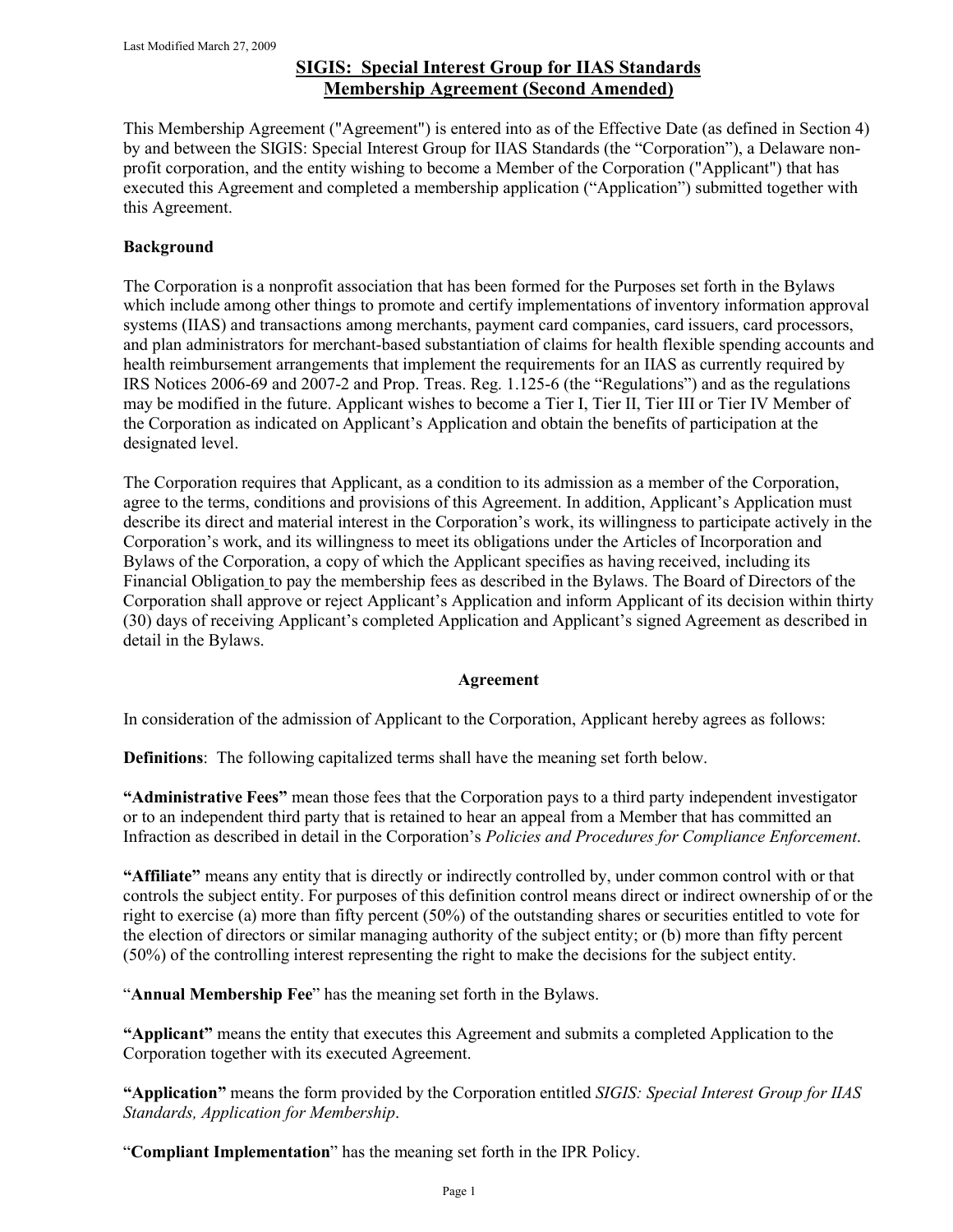Last Modified March 27, 2009

# SIGIS: Special Interest Group for IIAS Standards
# Membership Agreement (Second Amended)

This Membership Agreement ("Agreement") is entered into as of the Effective Date (as defined in Section 4) by and between the SIGIS: Special Interest Group for IIAS Standards (the "Corporation"), a Delaware non-profit corporation, and the entity wishing to become a Member of the Corporation ("Applicant") that has executed this Agreement and completed a membership application ("Application") submitted together with this Agreement.

## Background

The Corporation is a nonprofit association that has been formed for the Purposes set forth in the Bylaws which include among other things to promote and certify implementations of inventory information approval systems (IIAS) and transactions among merchants, payment card companies, card issuers, card processors, and plan administrators for merchant-based substantiation of claims for health flexible spending accounts and health reimbursement arrangements that implement the requirements for an IIAS as currently required by IRS Notices 2006-69 and 2007-2 and Prop. Treas. Reg. 1.125-6 (the "Regulations") and as the regulations may be modified in the future. Applicant wishes to become a Tier I, Tier II, Tier III or Tier IV Member of the Corporation as indicated on Applicant's Application and obtain the benefits of participation at the designated level.

The Corporation requires that Applicant, as a condition to its admission as a member of the Corporation, agree to the terms, conditions and provisions of this Agreement. In addition, Applicant's Application must describe its direct and material interest in the Corporation's work, its willingness to participate actively in the Corporation's work, and its willingness to meet its obligations under the Articles of Incorporation and Bylaws of the Corporation, a copy of which the Applicant specifies as having received, including its Financial Obligation to pay the membership fees as described in the Bylaws. The Board of Directors of the Corporation shall approve or reject Applicant's Application and inform Applicant of its decision within thirty (30) days of receiving Applicant's completed Application and Applicant's signed Agreement as described in detail in the Bylaws.

## Agreement

In consideration of the admission of Applicant to the Corporation, Applicant hereby agrees as follows:

**Definitions**: The following capitalized terms shall have the meaning set forth below.

**"Administrative Fees"** mean those fees that the Corporation pays to a third party independent investigator or to an independent third party that is retained to hear an appeal from a Member that has committed an Infraction as described in detail in the Corporation's *Policies and Procedures for Compliance Enforcement*.

**"Affiliate"** means any entity that is directly or indirectly controlled by, under common control with or that controls the subject entity. For purposes of this definition control means direct or indirect ownership of or the right to exercise (a) more than fifty percent (50%) of the outstanding shares or securities entitled to vote for the election of directors or similar managing authority of the subject entity; or (b) more than fifty percent (50%) of the controlling interest representing the right to make the decisions for the subject entity.

"**Annual Membership Fee**" has the meaning set forth in the Bylaws.

**"Applicant"** means the entity that executes this Agreement and submits a completed Application to the Corporation together with its executed Agreement.

**"Application"** means the form provided by the Corporation entitled *SIGIS: Special Interest Group for IIAS Standards, Application for Membership*.

"**Compliant Implementation**" has the meaning set forth in the IPR Policy.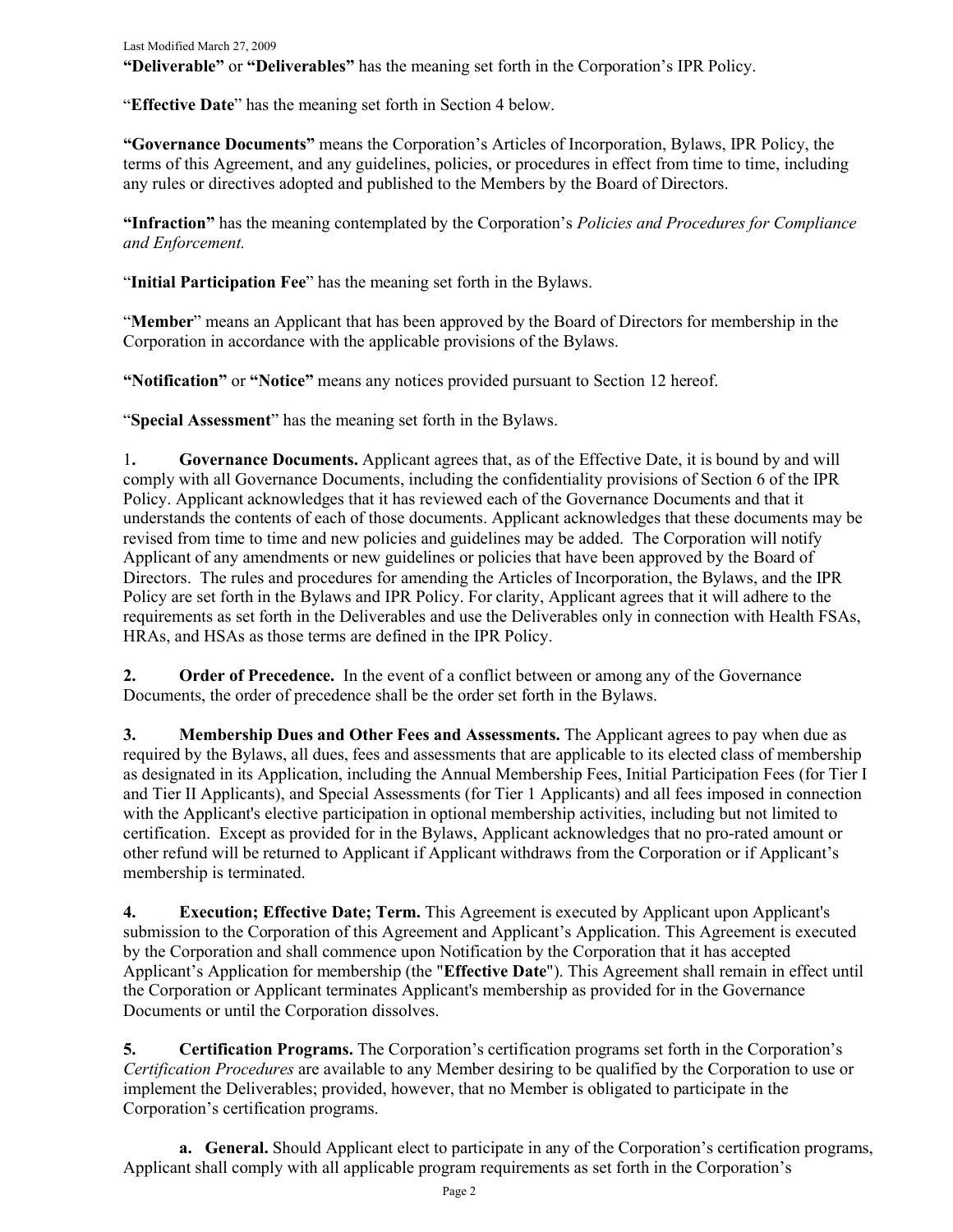**"Deliverable"** or **"Deliverables"** has the meaning set forth in the Corporation's IPR Policy.

"**Effective Date**" has the meaning set forth in Section 4 below.

**"Governance Documents"** means the Corporation's Articles of Incorporation, Bylaws, IPR Policy, the terms of this Agreement, and any guidelines, policies, or procedures in effect from time to time, including any rules or directives adopted and published to the Members by the Board of Directors.

**"Infraction"** has the meaning contemplated by the Corporation's *Policies and Procedures for Compliance and Enforcement.*

"**Initial Participation Fee**" has the meaning set forth in the Bylaws.

"**Member**" means an Applicant that has been approved by the Board of Directors for membership in the Corporation in accordance with the applicable provisions of the Bylaws.

**"Notification"** or **"Notice"** means any notices provided pursuant to Section 12 hereof.

"**Special Assessment**" has the meaning set forth in the Bylaws.

1**. Governance Documents.** Applicant agrees that, as of the Effective Date, it is bound by and will comply with all Governance Documents, including the confidentiality provisions of Section 6 of the IPR Policy. Applicant acknowledges that it has reviewed each of the Governance Documents and that it understands the contents of each of those documents. Applicant acknowledges that these documents may be revised from time to time and new policies and guidelines may be added. The Corporation will notify Applicant of any amendments or new guidelines or policies that have been approved by the Board of Directors. The rules and procedures for amending the Articles of Incorporation, the Bylaws, and the IPR Policy are set forth in the Bylaws and IPR Policy. For clarity, Applicant agrees that it will adhere to the requirements as set forth in the Deliverables and use the Deliverables only in connection with Health FSAs, HRAs, and HSAs as those terms are defined in the IPR Policy.

**2. Order of Precedence.** In the event of a conflict between or among any of the Governance Documents, the order of precedence shall be the order set forth in the Bylaws.

**3. Membership Dues and Other Fees and Assessments.** The Applicant agrees to pay when due as required by the Bylaws, all dues, fees and assessments that are applicable to its elected class of membership as designated in its Application, including the Annual Membership Fees, Initial Participation Fees (for Tier I and Tier II Applicants), and Special Assessments (for Tier 1 Applicants) and all fees imposed in connection with the Applicant's elective participation in optional membership activities, including but not limited to certification. Except as provided for in the Bylaws, Applicant acknowledges that no pro-rated amount or other refund will be returned to Applicant if Applicant withdraws from the Corporation or if Applicant's membership is terminated.

**4. Execution; Effective Date; Term.** This Agreement is executed by Applicant upon Applicant's submission to the Corporation of this Agreement and Applicant's Application. This Agreement is executed by the Corporation and shall commence upon Notification by the Corporation that it has accepted Applicant's Application for membership (the "**Effective Date**"). This Agreement shall remain in effect until the Corporation or Applicant terminates Applicant's membership as provided for in the Governance Documents or until the Corporation dissolves.

**5. Certification Programs.** The Corporation's certification programs set forth in the Corporation's *Certification Procedures* are available to any Member desiring to be qualified by the Corporation to use or implement the Deliverables; provided, however, that no Member is obligated to participate in the Corporation's certification programs.

**a. General.** Should Applicant elect to participate in any of the Corporation's certification programs, Applicant shall comply with all applicable program requirements as set forth in the Corporation's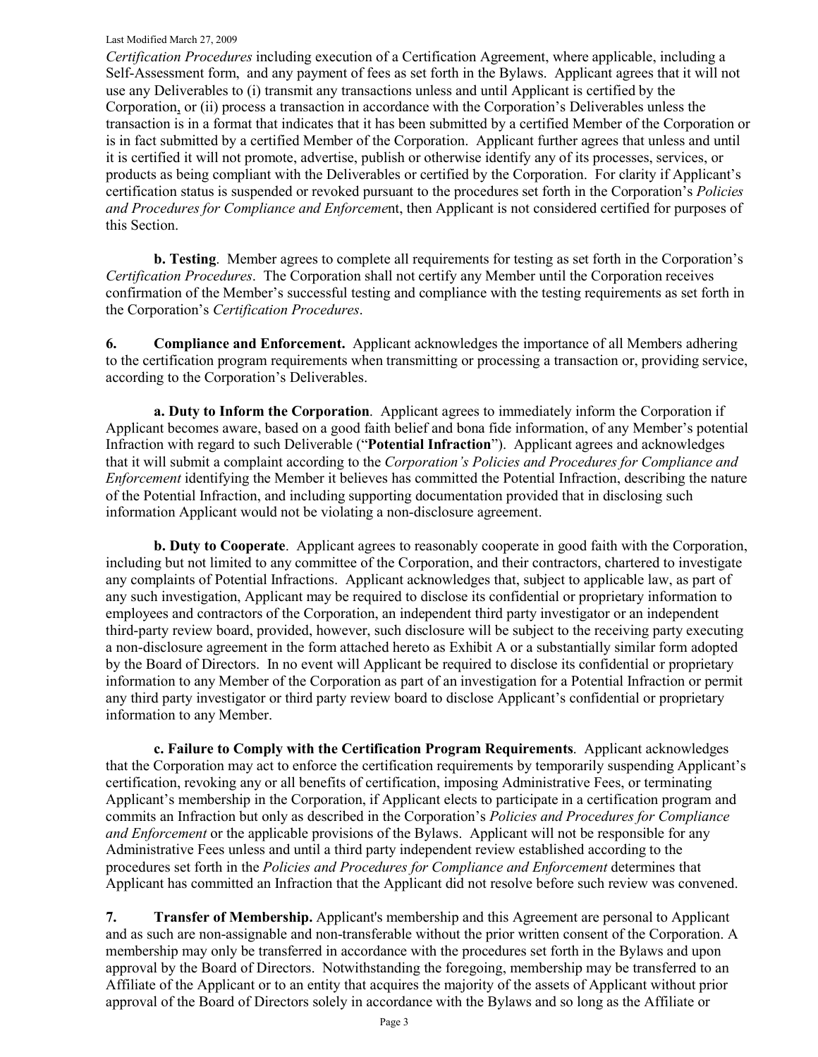*Certification Procedures* including execution of a Certification Agreement, where applicable, including a Self-Assessment form, and any payment of fees as set forth in the Bylaws. Applicant agrees that it will not use any Deliverables to (i) transmit any transactions unless and until Applicant is certified by the Corporation, or (ii) process a transaction in accordance with the Corporation's Deliverables unless the transaction is in a format that indicates that it has been submitted by a certified Member of the Corporation or is in fact submitted by a certified Member of the Corporation. Applicant further agrees that unless and until it is certified it will not promote, advertise, publish or otherwise identify any of its processes, services, or products as being compliant with the Deliverables or certified by the Corporation. For clarity if Applicant's certification status is suspended or revoked pursuant to the procedures set forth in the Corporation's *Policies and Procedures for Compliance and Enforcement*, then Applicant is not considered certified for purposes of this Section.

**b. Testing**. Member agrees to complete all requirements for testing as set forth in the Corporation's *Certification Procedures*. The Corporation shall not certify any Member until the Corporation receives confirmation of the Member's successful testing and compliance with the testing requirements as set forth in the Corporation's *Certification Procedures*.

**6. Compliance and Enforcement.** Applicant acknowledges the importance of all Members adhering to the certification program requirements when transmitting or processing a transaction or, providing service, according to the Corporation's Deliverables.

**a. Duty to Inform the Corporation**. Applicant agrees to immediately inform the Corporation if Applicant becomes aware, based on a good faith belief and bona fide information, of any Member's potential Infraction with regard to such Deliverable ("**Potential Infraction**"). Applicant agrees and acknowledges that it will submit a complaint according to the *Corporation's Policies and Procedures for Compliance and Enforcement* identifying the Member it believes has committed the Potential Infraction, describing the nature of the Potential Infraction, and including supporting documentation provided that in disclosing such information Applicant would not be violating a non-disclosure agreement.

**b. Duty to Cooperate**. Applicant agrees to reasonably cooperate in good faith with the Corporation, including but not limited to any committee of the Corporation, and their contractors, chartered to investigate any complaints of Potential Infractions. Applicant acknowledges that, subject to applicable law, as part of any such investigation, Applicant may be required to disclose its confidential or proprietary information to employees and contractors of the Corporation, an independent third party investigator or an independent third-party review board, provided, however, such disclosure will be subject to the receiving party executing a non-disclosure agreement in the form attached hereto as Exhibit A or a substantially similar form adopted by the Board of Directors. In no event will Applicant be required to disclose its confidential or proprietary information to any Member of the Corporation as part of an investigation for a Potential Infraction or permit any third party investigator or third party review board to disclose Applicant's confidential or proprietary information to any Member.

**c. Failure to Comply with the Certification Program Requirements**. Applicant acknowledges that the Corporation may act to enforce the certification requirements by temporarily suspending Applicant's certification, revoking any or all benefits of certification, imposing Administrative Fees, or terminating Applicant's membership in the Corporation, if Applicant elects to participate in a certification program and commits an Infraction but only as described in the Corporation's *Policies and Procedures for Compliance and Enforcement* or the applicable provisions of the Bylaws. Applicant will not be responsible for any Administrative Fees unless and until a third party independent review established according to the procedures set forth in the *Policies and Procedures for Compliance and Enforcement* determines that Applicant has committed an Infraction that the Applicant did not resolve before such review was convened.

**7. Transfer of Membership.** Applicant's membership and this Agreement are personal to Applicant and as such are non-assignable and non-transferable without the prior written consent of the Corporation. A membership may only be transferred in accordance with the procedures set forth in the Bylaws and upon approval by the Board of Directors. Notwithstanding the foregoing, membership may be transferred to an Affiliate of the Applicant or to an entity that acquires the majority of the assets of Applicant without prior approval of the Board of Directors solely in accordance with the Bylaws and so long as the Affiliate or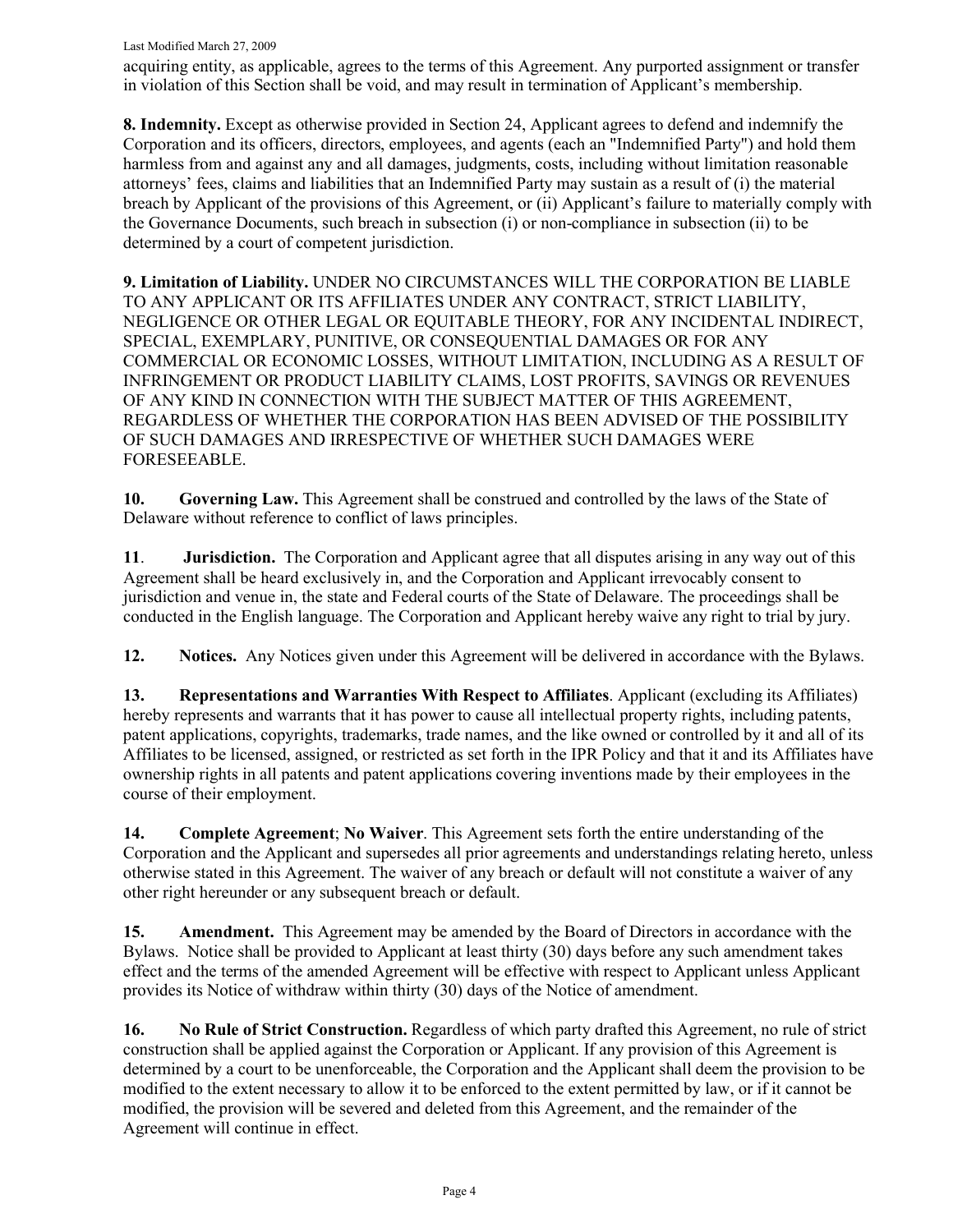acquiring entity, as applicable, agrees to the terms of this Agreement. Any purported assignment or transfer in violation of this Section shall be void, and may result in termination of Applicant's membership.

**8. Indemnity.** Except as otherwise provided in Section 24, Applicant agrees to defend and indemnify the Corporation and its officers, directors, employees, and agents (each an "Indemnified Party") and hold them harmless from and against any and all damages, judgments, costs, including without limitation reasonable attorneys' fees, claims and liabilities that an Indemnified Party may sustain as a result of (i) the material breach by Applicant of the provisions of this Agreement, or (ii) Applicant's failure to materially comply with the Governance Documents, such breach in subsection (i) or non-compliance in subsection (ii) to be determined by a court of competent jurisdiction.

**9. Limitation of Liability.** UNDER NO CIRCUMSTANCES WILL THE CORPORATION BE LIABLE TO ANY APPLICANT OR ITS AFFILIATES UNDER ANY CONTRACT, STRICT LIABILITY, NEGLIGENCE OR OTHER LEGAL OR EQUITABLE THEORY, FOR ANY INCIDENTAL INDIRECT, SPECIAL, EXEMPLARY, PUNITIVE, OR CONSEQUENTIAL DAMAGES OR FOR ANY COMMERCIAL OR ECONOMIC LOSSES, WITHOUT LIMITATION, INCLUDING AS A RESULT OF INFRINGEMENT OR PRODUCT LIABILITY CLAIMS, LOST PROFITS, SAVINGS OR REVENUES OF ANY KIND IN CONNECTION WITH THE SUBJECT MATTER OF THIS AGREEMENT, REGARDLESS OF WHETHER THE CORPORATION HAS BEEN ADVISED OF THE POSSIBILITY OF SUCH DAMAGES AND IRRESPECTIVE OF WHETHER SUCH DAMAGES WERE FORESEEABLE.

**10. Governing Law.** This Agreement shall be construed and controlled by the laws of the State of Delaware without reference to conflict of laws principles.

**11**. **Jurisdiction.** The Corporation and Applicant agree that all disputes arising in any way out of this Agreement shall be heard exclusively in, and the Corporation and Applicant irrevocably consent to jurisdiction and venue in, the state and Federal courts of the State of Delaware. The proceedings shall be conducted in the English language. The Corporation and Applicant hereby waive any right to trial by jury.

**12. Notices.** Any Notices given under this Agreement will be delivered in accordance with the Bylaws.

**13. Representations and Warranties With Respect to Affiliates**. Applicant (excluding its Affiliates) hereby represents and warrants that it has power to cause all intellectual property rights, including patents, patent applications, copyrights, trademarks, trade names, and the like owned or controlled by it and all of its Affiliates to be licensed, assigned, or restricted as set forth in the IPR Policy and that it and its Affiliates have ownership rights in all patents and patent applications covering inventions made by their employees in the course of their employment.

**14. Complete Agreement**; **No Waiver**. This Agreement sets forth the entire understanding of the Corporation and the Applicant and supersedes all prior agreements and understandings relating hereto, unless otherwise stated in this Agreement. The waiver of any breach or default will not constitute a waiver of any other right hereunder or any subsequent breach or default.

**15. Amendment.** This Agreement may be amended by the Board of Directors in accordance with the Bylaws. Notice shall be provided to Applicant at least thirty (30) days before any such amendment takes effect and the terms of the amended Agreement will be effective with respect to Applicant unless Applicant provides its Notice of withdraw within thirty (30) days of the Notice of amendment.

**16. No Rule of Strict Construction.** Regardless of which party drafted this Agreement, no rule of strict construction shall be applied against the Corporation or Applicant. If any provision of this Agreement is determined by a court to be unenforceable, the Corporation and the Applicant shall deem the provision to be modified to the extent necessary to allow it to be enforced to the extent permitted by law, or if it cannot be modified, the provision will be severed and deleted from this Agreement, and the remainder of the Agreement will continue in effect.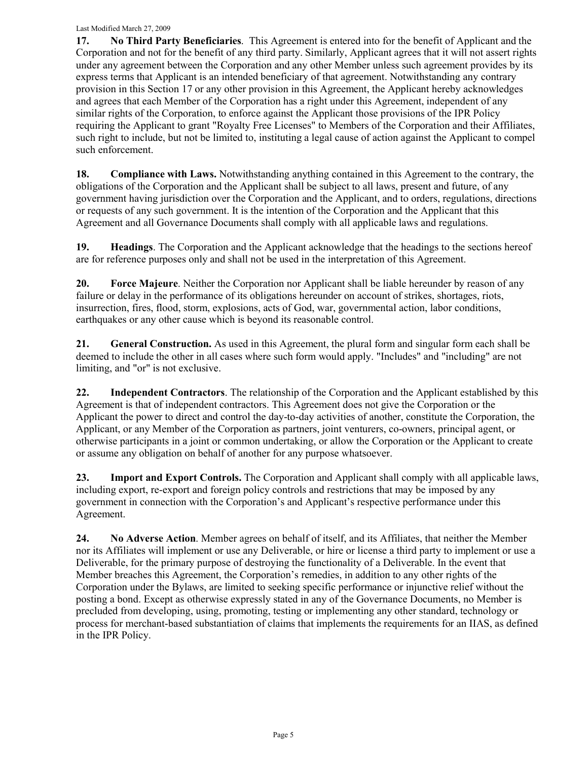**17. No Third Party Beneficiaries**. This Agreement is entered into for the benefit of Applicant and the Corporation and not for the benefit of any third party. Similarly, Applicant agrees that it will not assert rights under any agreement between the Corporation and any other Member unless such agreement provides by its express terms that Applicant is an intended beneficiary of that agreement. Notwithstanding any contrary provision in this Section 17 or any other provision in this Agreement, the Applicant hereby acknowledges and agrees that each Member of the Corporation has a right under this Agreement, independent of any similar rights of the Corporation, to enforce against the Applicant those provisions of the IPR Policy requiring the Applicant to grant "Royalty Free Licenses" to Members of the Corporation and their Affiliates, such right to include, but not be limited to, instituting a legal cause of action against the Applicant to compel such enforcement.

**18. Compliance with Laws.** Notwithstanding anything contained in this Agreement to the contrary, the obligations of the Corporation and the Applicant shall be subject to all laws, present and future, of any government having jurisdiction over the Corporation and the Applicant, and to orders, regulations, directions or requests of any such government. It is the intention of the Corporation and the Applicant that this Agreement and all Governance Documents shall comply with all applicable laws and regulations.

**19. Headings**. The Corporation and the Applicant acknowledge that the headings to the sections hereof are for reference purposes only and shall not be used in the interpretation of this Agreement.

**20. Force Majeure**. Neither the Corporation nor Applicant shall be liable hereunder by reason of any failure or delay in the performance of its obligations hereunder on account of strikes, shortages, riots, insurrection, fires, flood, storm, explosions, acts of God, war, governmental action, labor conditions, earthquakes or any other cause which is beyond its reasonable control.

**21. General Construction.** As used in this Agreement, the plural form and singular form each shall be deemed to include the other in all cases where such form would apply. "Includes" and "including" are not limiting, and "or" is not exclusive.

**22. Independent Contractors**. The relationship of the Corporation and the Applicant established by this Agreement is that of independent contractors. This Agreement does not give the Corporation or the Applicant the power to direct and control the day-to-day activities of another, constitute the Corporation, the Applicant, or any Member of the Corporation as partners, joint venturers, co-owners, principal agent, or otherwise participants in a joint or common undertaking, or allow the Corporation or the Applicant to create or assume any obligation on behalf of another for any purpose whatsoever.

**23. Import and Export Controls.** The Corporation and Applicant shall comply with all applicable laws, including export, re-export and foreign policy controls and restrictions that may be imposed by any government in connection with the Corporation's and Applicant's respective performance under this Agreement.

**24. No Adverse Action**. Member agrees on behalf of itself, and its Affiliates, that neither the Member nor its Affiliates will implement or use any Deliverable, or hire or license a third party to implement or use a Deliverable, for the primary purpose of destroying the functionality of a Deliverable. In the event that Member breaches this Agreement, the Corporation's remedies, in addition to any other rights of the Corporation under the Bylaws, are limited to seeking specific performance or injunctive relief without the posting a bond. Except as otherwise expressly stated in any of the Governance Documents, no Member is precluded from developing, using, promoting, testing or implementing any other standard, technology or process for merchant-based substantiation of claims that implements the requirements for an IIAS, as defined in the IPR Policy.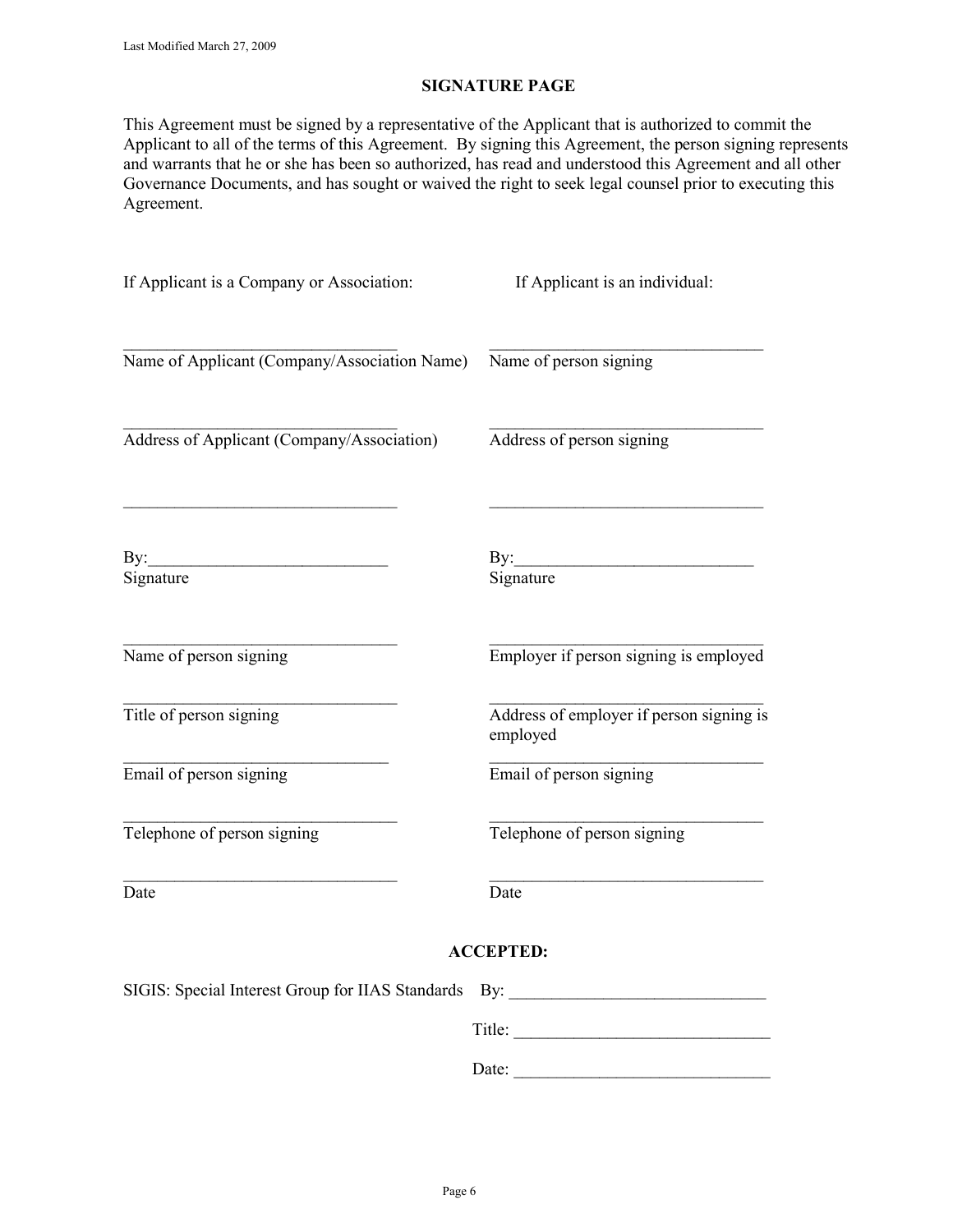## SIGNATURE PAGE

This Agreement must be signed by a representative of the Applicant that is authorized to commit the Applicant to all of the terms of this Agreement. By signing this Agreement, the person signing represents and warrants that he or she has been so authorized, has read and understood this Agreement and all other Governance Documents, and has sought or waived the right to seek legal counsel prior to executing this Agreement.

| If Applicant is a Company or Association: | If Applicant is an individual: |
| --- | --- |
| ________________________________<br>Name of Applicant (Company/Association Name) | ________________________________<br>Name of person signing |
| ________________________________<br>Address of Applicant (Company/Association) | ________________________________<br>Address of person signing |
| ________________________________ | ________________________________ |
| By:___________________________<br>Signature | By:___________________________<br>Signature |
| ________________________________<br>Name of person signing | ________________________________<br>Employer if person signing is employed |
| ________________________________<br>Title of person signing | ________________________________<br>Address of employer if person signing is employed |
| ________________________________<br>Email of person signing | ________________________________<br>Email of person signing |
| ________________________________<br>Telephone of person signing | ________________________________<br>Telephone of person signing |
| ________________________________<br>Date | ________________________________<br>Date |

**ACCEPTED:**

SIGIS: Special Interest Group for IIAS Standards By: ______________________________

Title: ______________________________

Date: ______________________________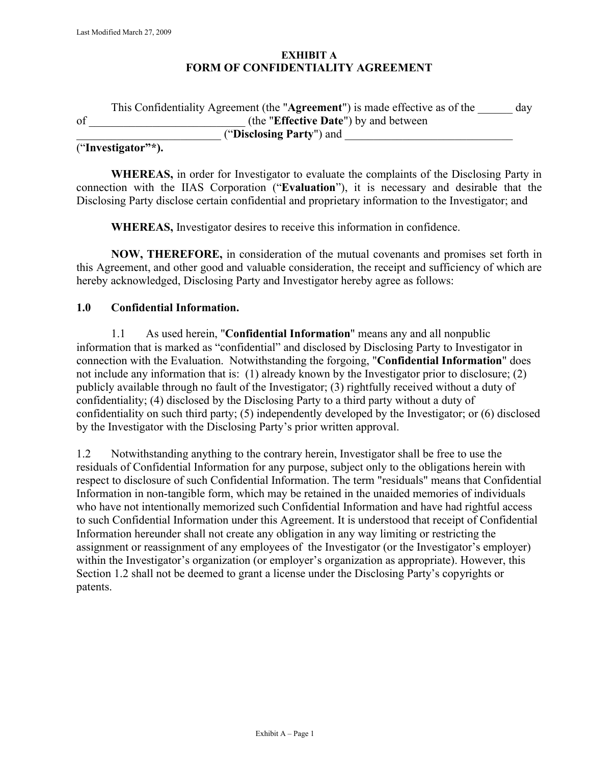# EXHIBIT A
# FORM OF CONFIDENTIALITY AGREEMENT

This Confidentiality Agreement (the "**Agreement**") is made effective as of the ______ day of ___________________________ (the "**Effective Date**") by and between _________________________ ("**Disclosing Party**") and ______________________________ ("**Investigator"*).**

**WHEREAS,** in order for Investigator to evaluate the complaints of the Disclosing Party in connection with the IIAS Corporation ("**Evaluation**"), it is necessary and desirable that the Disclosing Party disclose certain confidential and proprietary information to the Investigator; and

**WHEREAS,** Investigator desires to receive this information in confidence.

**NOW, THEREFORE,** in consideration of the mutual covenants and promises set forth in this Agreement, and other good and valuable consideration, the receipt and sufficiency of which are hereby acknowledged, Disclosing Party and Investigator hereby agree as follows:

## 1.0 Confidential Information.

1.1 As used herein, "**Confidential Information**" means any and all nonpublic information that is marked as "confidential" and disclosed by Disclosing Party to Investigator in connection with the Evaluation. Notwithstanding the forgoing, "**Confidential Information**" does not include any information that is: (1) already known by the Investigator prior to disclosure; (2) publicly available through no fault of the Investigator; (3) rightfully received without a duty of confidentiality; (4) disclosed by the Disclosing Party to a third party without a duty of confidentiality on such third party; (5) independently developed by the Investigator; or (6) disclosed by the Investigator with the Disclosing Party's prior written approval.

1.2 Notwithstanding anything to the contrary herein, Investigator shall be free to use the residuals of Confidential Information for any purpose, subject only to the obligations herein with respect to disclosure of such Confidential Information. The term "residuals" means that Confidential Information in non-tangible form, which may be retained in the unaided memories of individuals who have not intentionally memorized such Confidential Information and have had rightful access to such Confidential Information under this Agreement. It is understood that receipt of Confidential Information hereunder shall not create any obligation in any way limiting or restricting the assignment or reassignment of any employees of the Investigator (or the Investigator's employer) within the Investigator's organization (or employer's organization as appropriate). However, this Section 1.2 shall not be deemed to grant a license under the Disclosing Party's copyrights or patents.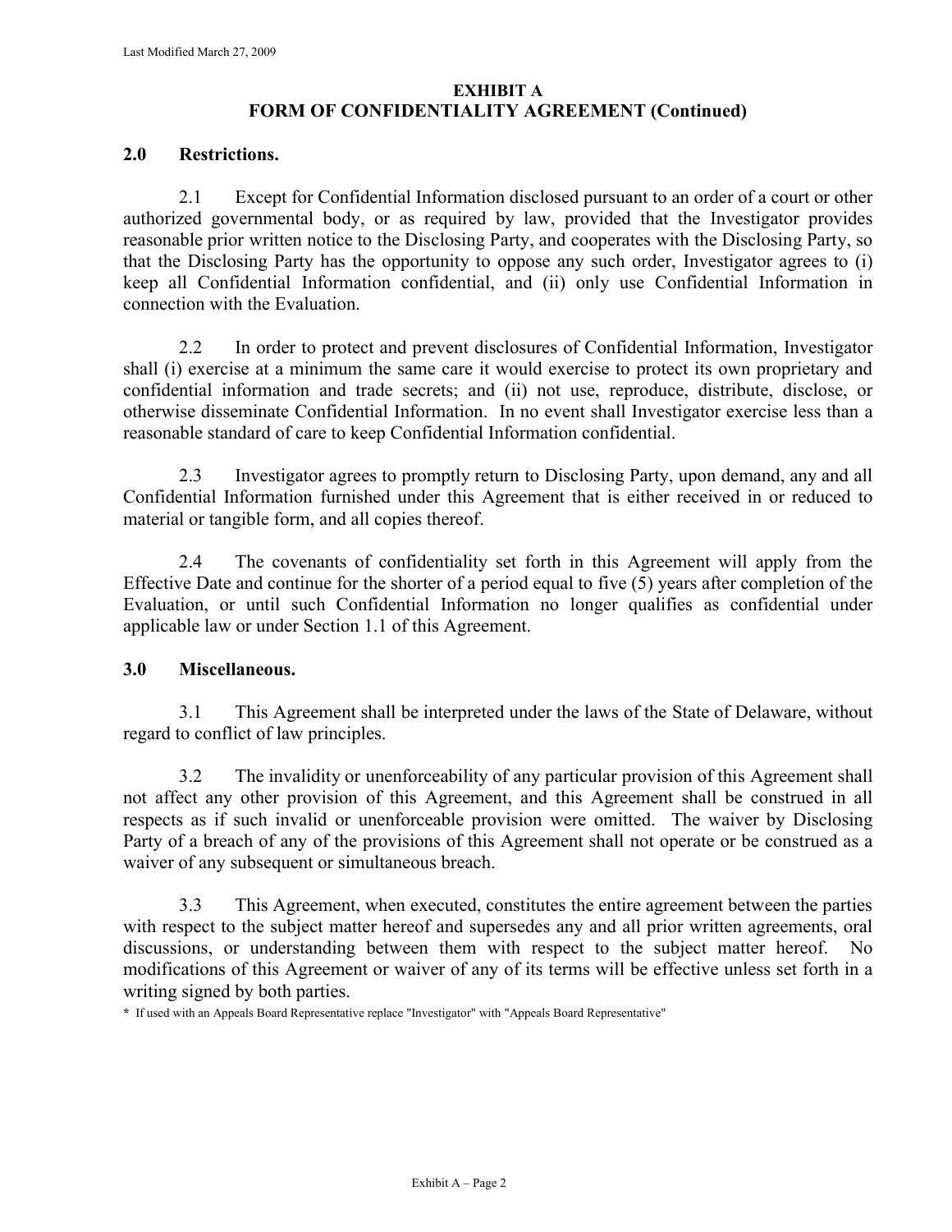**EXHIBIT A**
**FORM OF CONFIDENTIALITY AGREEMENT (Continued)**

## 2.0 Restrictions.

2.1 Except for Confidential Information disclosed pursuant to an order of a court or other authorized governmental body, or as required by law, provided that the Investigator provides reasonable prior written notice to the Disclosing Party, and cooperates with the Disclosing Party, so that the Disclosing Party has the opportunity to oppose any such order, Investigator agrees to (i) keep all Confidential Information confidential, and (ii) only use Confidential Information in connection with the Evaluation.

2.2 In order to protect and prevent disclosures of Confidential Information, Investigator shall (i) exercise at a minimum the same care it would exercise to protect its own proprietary and confidential information and trade secrets; and (ii) not use, reproduce, distribute, disclose, or otherwise disseminate Confidential Information. In no event shall Investigator exercise less than a reasonable standard of care to keep Confidential Information confidential.

2.3 Investigator agrees to promptly return to Disclosing Party, upon demand, any and all Confidential Information furnished under this Agreement that is either received in or reduced to material or tangible form, and all copies thereof.

2.4 The covenants of confidentiality set forth in this Agreement will apply from the Effective Date and continue for the shorter of a period equal to five (5) years after completion of the Evaluation, or until such Confidential Information no longer qualifies as confidential under applicable law or under Section 1.1 of this Agreement.

## 3.0 Miscellaneous.

3.1 This Agreement shall be interpreted under the laws of the State of Delaware, without regard to conflict of law principles.

3.2 The invalidity or unenforceability of any particular provision of this Agreement shall not affect any other provision of this Agreement, and this Agreement shall be construed in all respects as if such invalid or unenforceable provision were omitted. The waiver by Disclosing Party of a breach of any of the provisions of this Agreement shall not operate or be construed as a waiver of any subsequent or simultaneous breach.

3.3 This Agreement, when executed, constitutes the entire agreement between the parties with respect to the subject matter hereof and supersedes any and all prior written agreements, oral discussions, or understanding between them with respect to the subject matter hereof. No modifications of this Agreement or waiver of any of its terms will be effective unless set forth in a writing signed by both parties.

* If used with an Appeals Board Representative replace "Investigator" with "Appeals Board Representative"